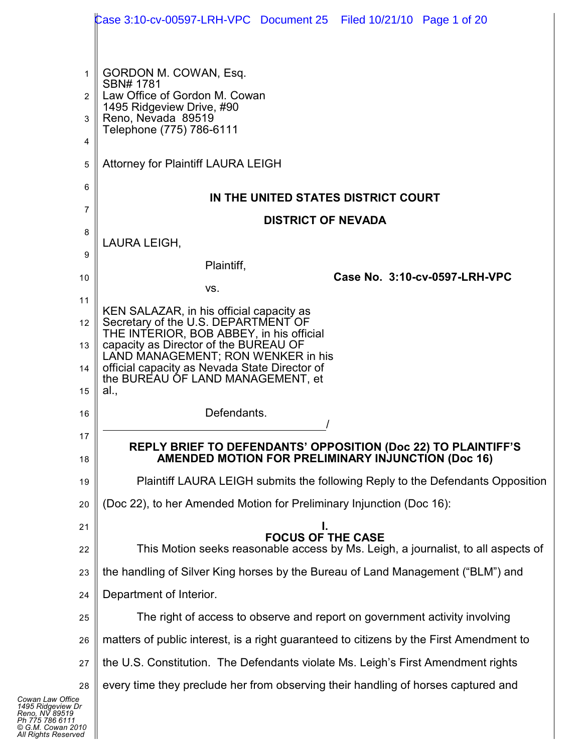GORDON M. COWAN, Esq.
SBN# 1781
Law Office of Gordon M. Cowan
1495 Ridgeview Drive, #90
Reno, Nevada 89519
Telephone (775) 786-6111

Attorney for Plaintiff LAURA LEIGH

**IN THE UNITED STATES DISTRICT COURT**

**DISTRICT OF NEVADA**

LAURA LEIGH,

Plaintiff,

vs.

KEN SALAZAR, in his official capacity as Secretary of the U.S. DEPARTMENT OF THE INTERIOR, BOB ABBEY, in his official capacity as Director of the BUREAU OF LAND MANAGEMENT; RON WENKER in his official capacity as Nevada State Director of the BUREAU OF LAND MANAGEMENT, et al.,

Defendants.
______________________________________/

**Case No. 3:10-cv-0597-LRH-VPC**

**REPLY BRIEF TO DEFENDANTS' OPPOSITION (Doc 22) TO PLAINTIFF'S AMENDED MOTION FOR PRELIMINARY INJUNCTION (Doc 16)**

Plaintiff LAURA LEIGH submits the following Reply to the Defendants Opposition (Doc 22), to her Amended Motion for Preliminary Injunction (Doc 16):

## I.
## FOCUS OF THE CASE

This Motion seeks reasonable access by Ms. Leigh, a journalist, to all aspects of the handling of Silver King horses by the Bureau of Land Management ("BLM") and Department of Interior.

The right of access to observe and report on government activity involving matters of public interest, is a right guaranteed to citizens by the First Amendment to the U.S. Constitution. The Defendants violate Ms. Leigh's First Amendment rights every time they preclude her from observing their handling of horses captured and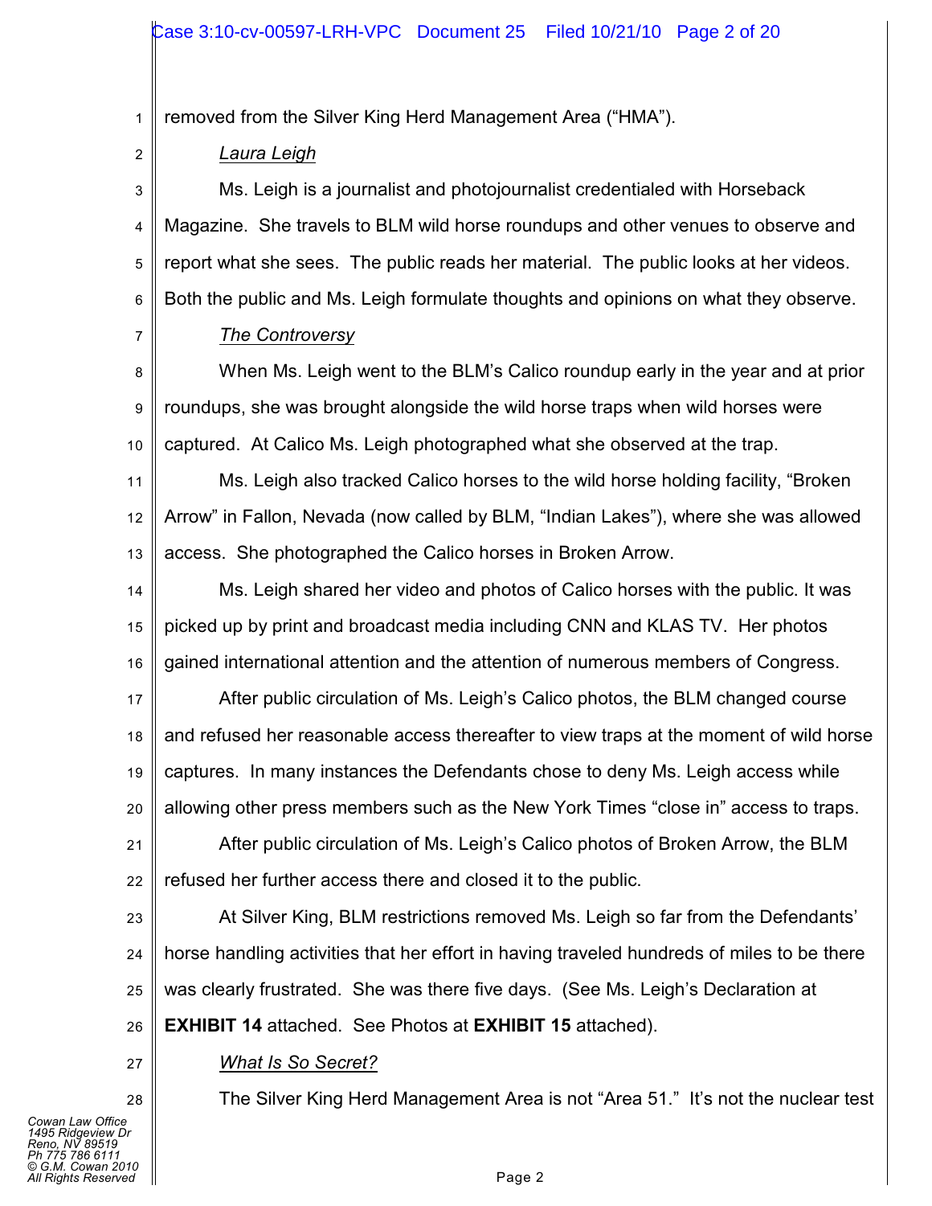removed from the Silver King Herd Management Area ("HMA").

*Laura Leigh*

Ms. Leigh is a journalist and photojournalist credentialed with Horseback Magazine. She travels to BLM wild horse roundups and other venues to observe and report what she sees. The public reads her material. The public looks at her videos. Both the public and Ms. Leigh formulate thoughts and opinions on what they observe.

*The Controversy*

When Ms. Leigh went to the BLM's Calico roundup early in the year and at prior roundups, she was brought alongside the wild horse traps when wild horses were captured. At Calico Ms. Leigh photographed what she observed at the trap.

Ms. Leigh also tracked Calico horses to the wild horse holding facility, "Broken Arrow" in Fallon, Nevada (now called by BLM, "Indian Lakes"), where she was allowed access. She photographed the Calico horses in Broken Arrow.

Ms. Leigh shared her video and photos of Calico horses with the public. It was picked up by print and broadcast media including CNN and KLAS TV. Her photos gained international attention and the attention of numerous members of Congress.

After public circulation of Ms. Leigh's Calico photos, the BLM changed course and refused her reasonable access thereafter to view traps at the moment of wild horse captures. In many instances the Defendants chose to deny Ms. Leigh access while allowing other press members such as the New York Times "close in" access to traps.

After public circulation of Ms. Leigh's Calico photos of Broken Arrow, the BLM refused her further access there and closed it to the public.

At Silver King, BLM restrictions removed Ms. Leigh so far from the Defendants' horse handling activities that her effort in having traveled hundreds of miles to be there was clearly frustrated. She was there five days. (See Ms. Leigh's Declaration at **EXHIBIT 14** attached. See Photos at **EXHIBIT 15** attached).

*What Is So Secret?*

The Silver King Herd Management Area is not "Area 51." It's not the nuclear test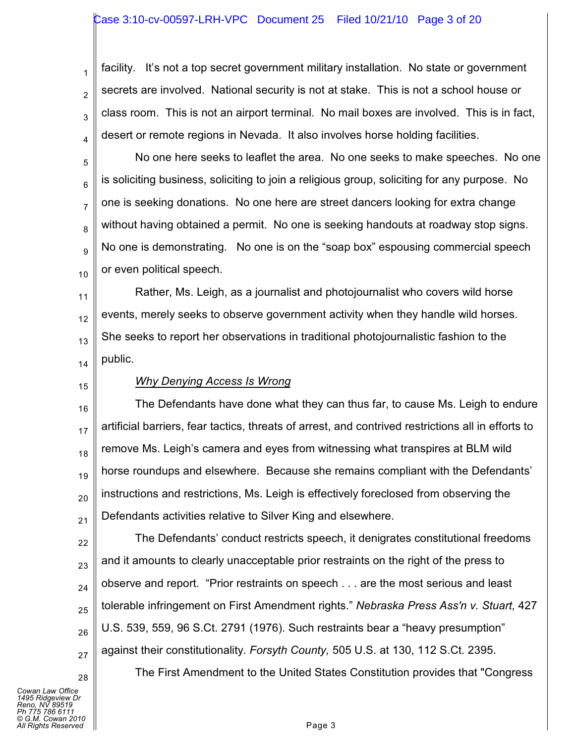facility. It's not a top secret government military installation. No state or government secrets are involved. National security is not at stake. This is not a school house or class room. This is not an airport terminal. No mail boxes are involved. This is in fact, desert or remote regions in Nevada. It also involves horse holding facilities.

No one here seeks to leaflet the area. No one seeks to make speeches. No one is soliciting business, soliciting to join a religious group, soliciting for any purpose. No one is seeking donations. No one here are street dancers looking for extra change without having obtained a permit. No one is seeking handouts at roadway stop signs. No one is demonstrating. No one is on the "soap box" espousing commercial speech or even political speech.

Rather, Ms. Leigh, as a journalist and photojournalist who covers wild horse events, merely seeks to observe government activity when they handle wild horses. She seeks to report her observations in traditional photojournalistic fashion to the public.

*Why Denying Access Is Wrong*

The Defendants have done what they can thus far, to cause Ms. Leigh to endure artificial barriers, fear tactics, threats of arrest, and contrived restrictions all in efforts to remove Ms. Leigh's camera and eyes from witnessing what transpires at BLM wild horse roundups and elsewhere. Because she remains compliant with the Defendants' instructions and restrictions, Ms. Leigh is effectively foreclosed from observing the Defendants activities relative to Silver King and elsewhere.

The Defendants' conduct restricts speech, it denigrates constitutional freedoms and it amounts to clearly unacceptable prior restraints on the right of the press to observe and report. "Prior restraints on speech . . . are the most serious and least tolerable infringement on First Amendment rights." *Nebraska Press Ass'n v. Stuart,* 427 U.S. 539, 559, 96 S.Ct. 2791 (1976). Such restraints bear a "heavy presumption" against their constitutionality. *Forsyth County,* 505 U.S. at 130, 112 S.Ct. 2395.

The First Amendment to the United States Constitution provides that "Congress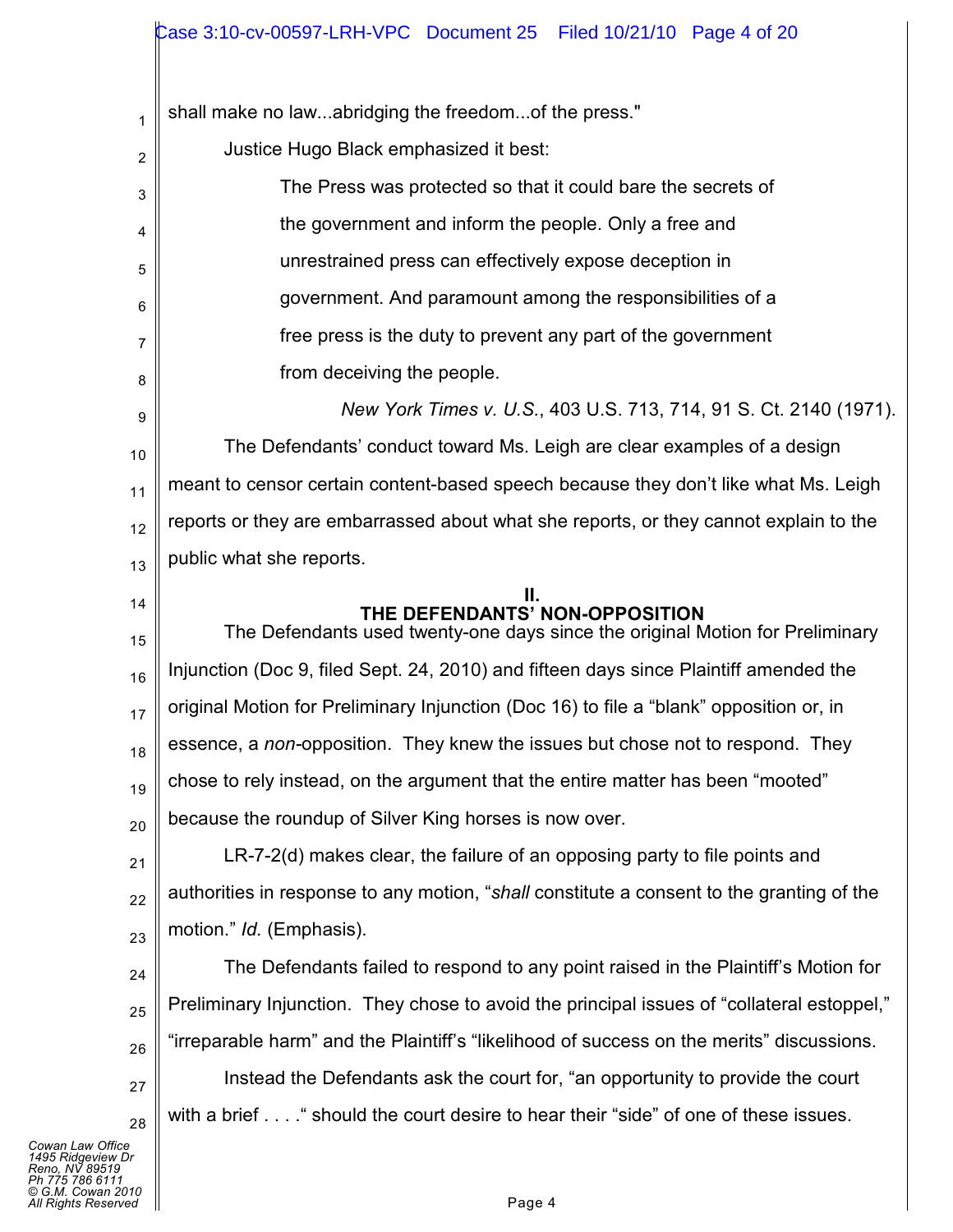shall make no law...abridging the freedom...of the press."

Justice Hugo Black emphasized it best:

> The Press was protected so that it could bare the secrets of the government and inform the people. Only a free and unrestrained press can effectively expose deception in government. And paramount among the responsibilities of a free press is the duty to prevent any part of the government from deceiving the people.
>
> *New York Times v. U.S.*, 403 U.S. 713, 714, 91 S. Ct. 2140 (1971).

The Defendants' conduct toward Ms. Leigh are clear examples of a design meant to censor certain content-based speech because they don't like what Ms. Leigh reports or they are embarrassed about what she reports, or they cannot explain to the public what she reports.

## II.
## THE DEFENDANTS' NON-OPPOSITION

The Defendants used twenty-one days since the original Motion for Preliminary Injunction (Doc 9, filed Sept. 24, 2010) and fifteen days since Plaintiff amended the original Motion for Preliminary Injunction (Doc 16) to file a "blank" opposition or, in essence, a *non*-opposition. They knew the issues but chose not to respond. They chose to rely instead, on the argument that the entire matter has been "mooted" because the roundup of Silver King horses is now over.

LR-7-2(d) makes clear, the failure of an opposing party to file points and authorities in response to any motion, "*shall* constitute a consent to the granting of the motion." *Id.* (Emphasis).

The Defendants failed to respond to any point raised in the Plaintiff's Motion for Preliminary Injunction. They chose to avoid the principal issues of "collateral estoppel," "irreparable harm" and the Plaintiff's "likelihood of success on the merits" discussions.

Instead the Defendants ask the court for, "an opportunity to provide the court with a brief . . . ." should the court desire to hear their "side" of one of these issues.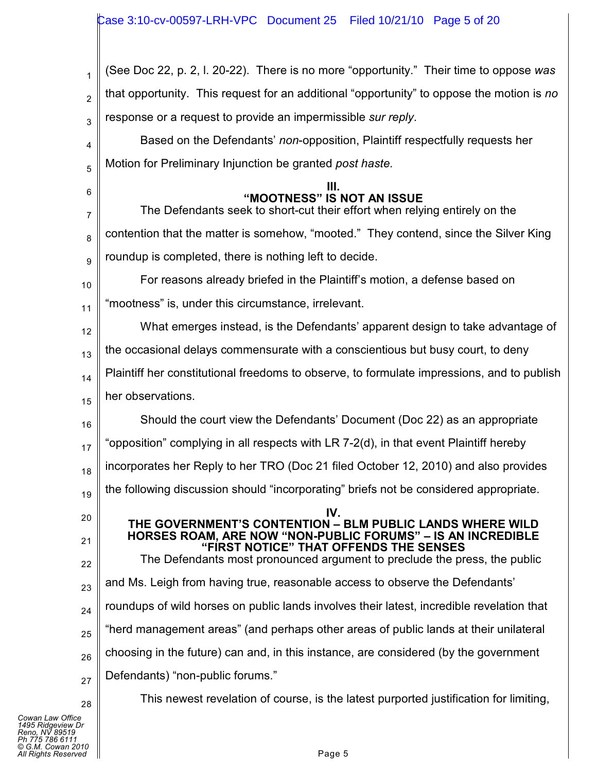(See Doc 22, p. 2, l. 20-22). There is no more "opportunity." Their time to oppose *was* that opportunity. This request for an additional "opportunity" to oppose the motion is *no* response or a request to provide an impermissible *sur reply*.

Based on the Defendants' *non*-opposition, Plaintiff respectfully requests her Motion for Preliminary Injunction be granted *post haste.*

## III.
## "MOOTNESS" IS NOT AN ISSUE

The Defendants seek to short-cut their effort when relying entirely on the contention that the matter is somehow, "mooted." They contend, since the Silver King roundup is completed, there is nothing left to decide.

For reasons already briefed in the Plaintiff's motion, a defense based on "mootness" is, under this circumstance, irrelevant.

What emerges instead, is the Defendants' apparent design to take advantage of the occasional delays commensurate with a conscientious but busy court, to deny Plaintiff her constitutional freedoms to observe, to formulate impressions, and to publish her observations.

Should the court view the Defendants' Document (Doc 22) as an appropriate "opposition" complying in all respects with LR 7-2(d), in that event Plaintiff hereby incorporates her Reply to her TRO (Doc 21 filed October 12, 2010) and also provides the following discussion should "incorporating" briefs not be considered appropriate.

## IV.
## THE GOVERNMENT'S CONTENTION – BLM PUBLIC LANDS WHERE WILD HORSES ROAM, ARE NOW "NON-PUBLIC FORUMS" – IS AN INCREDIBLE "FIRST NOTICE" THAT OFFENDS THE SENSES

The Defendants most pronounced argument to preclude the press, the public and Ms. Leigh from having true, reasonable access to observe the Defendants' roundups of wild horses on public lands involves their latest, incredible revelation that "herd management areas" (and perhaps other areas of public lands at their unilateral choosing in the future) can and, in this instance, are considered (by the government Defendants) "non-public forums."

This newest revelation of course, is the latest purported justification for limiting,

Cowan Law Office
1495 Ridgeview Dr
Reno, NV 89519
Ph 775 786 6111
© G.M. Cowan 2010
All Rights Reserved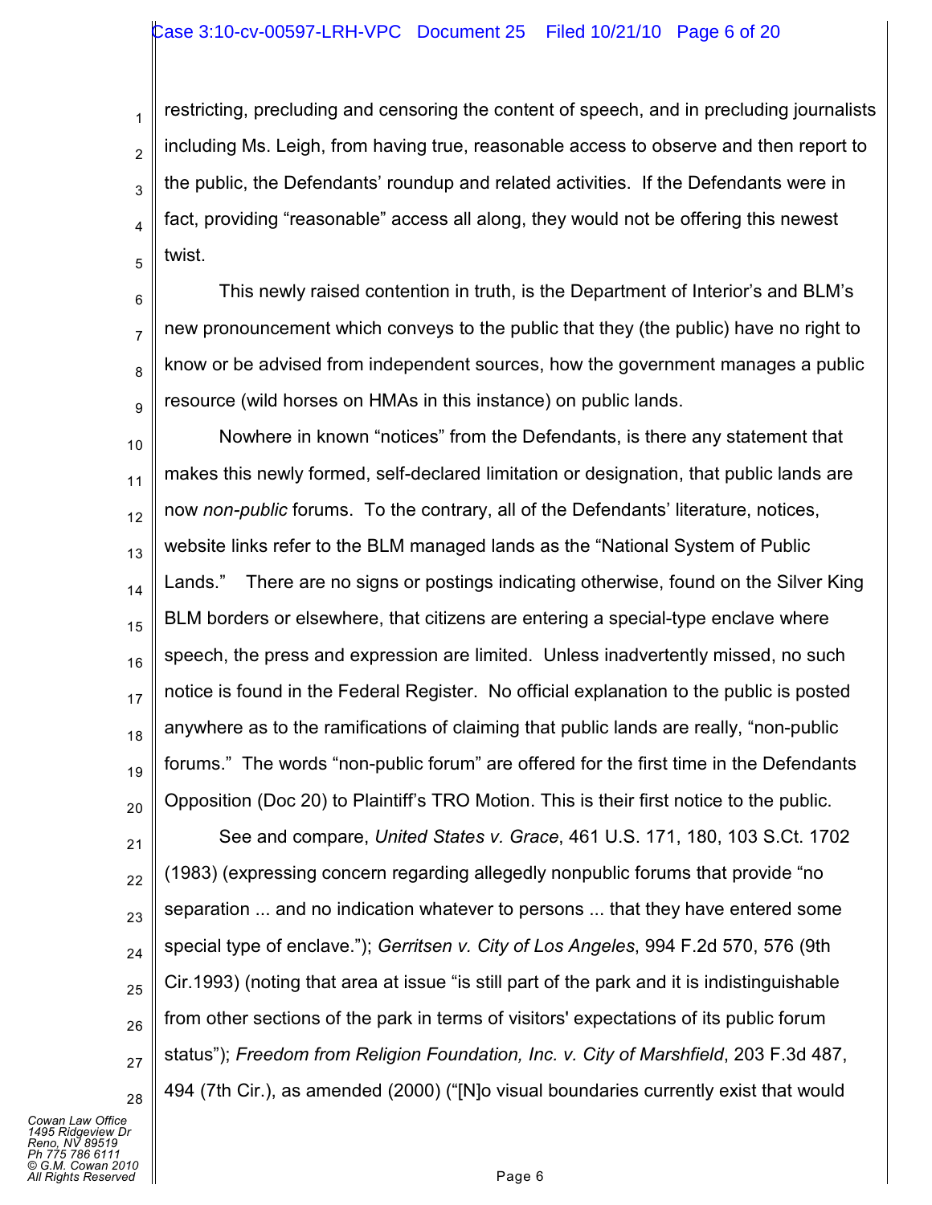restricting, precluding and censoring the content of speech, and in precluding journalists including Ms. Leigh, from having true, reasonable access to observe and then report to the public, the Defendants' roundup and related activities. If the Defendants were in fact, providing "reasonable" access all along, they would not be offering this newest twist.

This newly raised contention in truth, is the Department of Interior's and BLM's new pronouncement which conveys to the public that they (the public) have no right to know or be advised from independent sources, how the government manages a public resource (wild horses on HMAs in this instance) on public lands.

Nowhere in known "notices" from the Defendants, is there any statement that makes this newly formed, self-declared limitation or designation, that public lands are now *non-public* forums. To the contrary, all of the Defendants' literature, notices, website links refer to the BLM managed lands as the "National System of Public Lands." There are no signs or postings indicating otherwise, found on the Silver King BLM borders or elsewhere, that citizens are entering a special-type enclave where speech, the press and expression are limited. Unless inadvertently missed, no such notice is found in the Federal Register. No official explanation to the public is posted anywhere as to the ramifications of claiming that public lands are really, "non-public forums." The words "non-public forum" are offered for the first time in the Defendants Opposition (Doc 20) to Plaintiff's TRO Motion. This is their first notice to the public.

See and compare, *United States v. Grace*, 461 U.S. 171, 180, 103 S.Ct. 1702 (1983) (expressing concern regarding allegedly nonpublic forums that provide "no separation ... and no indication whatever to persons ... that they have entered some special type of enclave."); *Gerritsen v. City of Los Angeles*, 994 F.2d 570, 576 (9th Cir.1993) (noting that area at issue "is still part of the park and it is indistinguishable from other sections of the park in terms of visitors' expectations of its public forum status"); *Freedom from Religion Foundation, Inc. v. City of Marshfield*, 203 F.3d 487, 494 (7th Cir.), as amended (2000) ("[N]o visual boundaries currently exist that would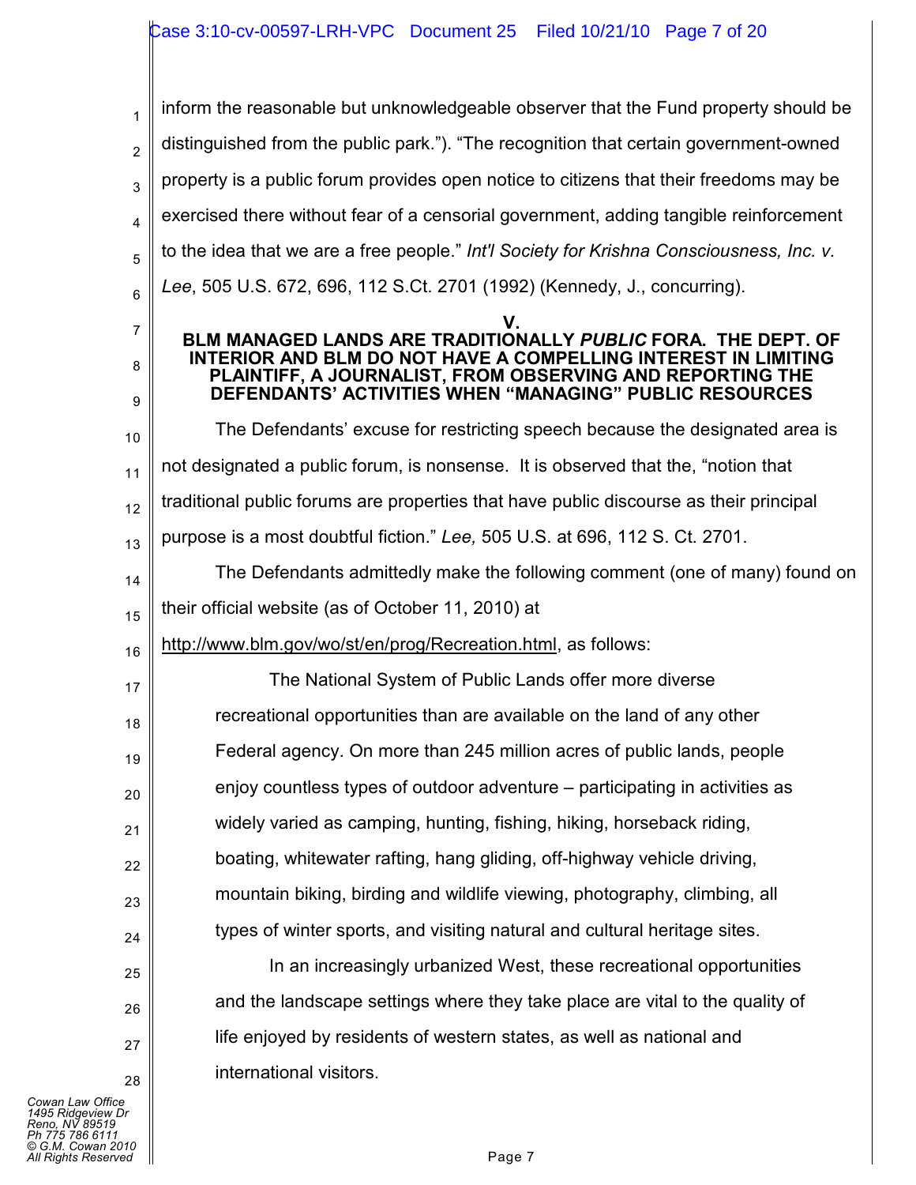inform the reasonable but unknowledgeable observer that the Fund property should be distinguished from the public park."). "The recognition that certain government-owned property is a public forum provides open notice to citizens that their freedoms may be exercised there without fear of a censorial government, adding tangible reinforcement to the idea that we are a free people." *Int'l Society for Krishna Consciousness, Inc. v. Lee*, 505 U.S. 672, 696, 112 S.Ct. 2701 (1992) (Kennedy, J., concurring).

## V.
## BLM MANAGED LANDS ARE TRADITIONALLY *PUBLIC* FORA. THE DEPT. OF INTERIOR AND BLM DO NOT HAVE A COMPELLING INTEREST IN LIMITING PLAINTIFF, A JOURNALIST, FROM OBSERVING AND REPORTING THE DEFENDANTS' ACTIVITIES WHEN "MANAGING" PUBLIC RESOURCES

The Defendants' excuse for restricting speech because the designated area is not designated a public forum, is nonsense. It is observed that the, "notion that traditional public forums are properties that have public discourse as their principal purpose is a most doubtful fiction." *Lee,* 505 U.S. at 696, 112 S. Ct. 2701.

The Defendants admittedly make the following comment (one of many) found on their official website (as of October 11, 2010) at http://www.blm.gov/wo/st/en/prog/Recreation.html, as follows:

> The National System of Public Lands offer more diverse recreational opportunities than are available on the land of any other Federal agency. On more than 245 million acres of public lands, people enjoy countless types of outdoor adventure – participating in activities as widely varied as camping, hunting, fishing, hiking, horseback riding, boating, whitewater rafting, hang gliding, off-highway vehicle driving, mountain biking, birding and wildlife viewing, photography, climbing, all types of winter sports, and visiting natural and cultural heritage sites.
>
> In an increasingly urbanized West, these recreational opportunities and the landscape settings where they take place are vital to the quality of life enjoyed by residents of western states, as well as national and international visitors.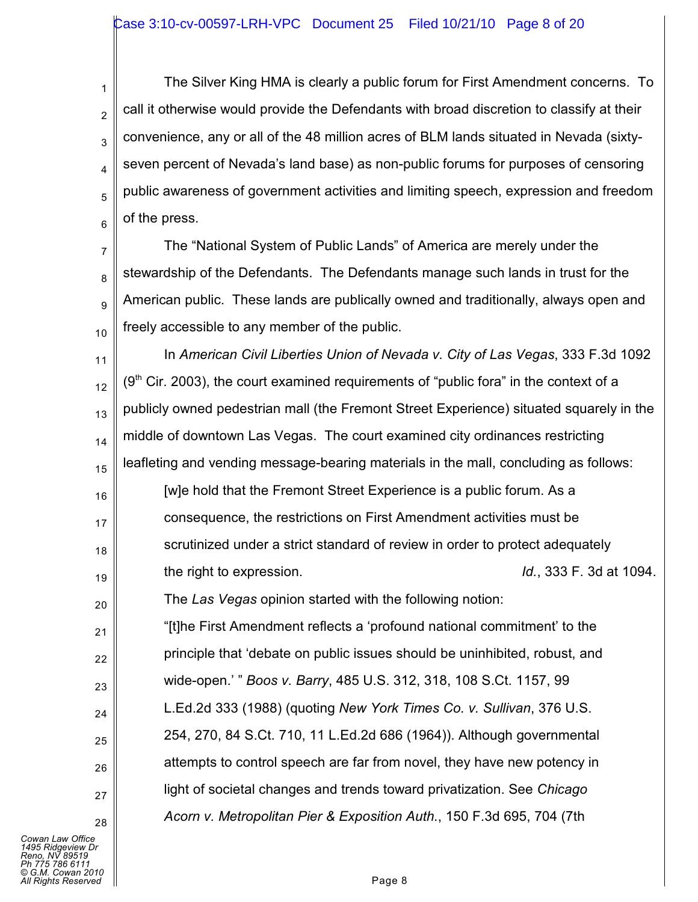The Silver King HMA is clearly a public forum for First Amendment concerns. To call it otherwise would provide the Defendants with broad discretion to classify at their convenience, any or all of the 48 million acres of BLM lands situated in Nevada (sixty-seven percent of Nevada's land base) as non-public forums for purposes of censoring public awareness of government activities and limiting speech, expression and freedom of the press.

The "National System of Public Lands" of America are merely under the stewardship of the Defendants. The Defendants manage such lands in trust for the American public. These lands are publically owned and traditionally, always open and freely accessible to any member of the public.

In *American Civil Liberties Union of Nevada v. City of Las Vegas*, 333 F.3d 1092 (9th Cir. 2003), the court examined requirements of "public fora" in the context of a publicly owned pedestrian mall (the Fremont Street Experience) situated squarely in the middle of downtown Las Vegas. The court examined city ordinances restricting leafleting and vending message-bearing materials in the mall, concluding as follows:

> [w]e hold that the Fremont Street Experience is a public forum. As a consequence, the restrictions on First Amendment activities must be scrutinized under a strict standard of review in order to protect adequately the right to expression. *Id.*, 333 F. 3d at 1094.

The *Las Vegas* opinion started with the following notion:

> "[t]he First Amendment reflects a 'profound national commitment' to the principle that 'debate on public issues should be uninhibited, robust, and wide-open.' " *Boos v. Barry*, 485 U.S. 312, 318, 108 S.Ct. 1157, 99 L.Ed.2d 333 (1988) (quoting *New York Times Co. v. Sullivan*, 376 U.S. 254, 270, 84 S.Ct. 710, 11 L.Ed.2d 686 (1964)). Although governmental attempts to control speech are far from novel, they have new potency in light of societal changes and trends toward privatization. See *Chicago Acorn v. Metropolitan Pier & Exposition Auth.*, 150 F.3d 695, 704 (7th

Cowan Law Office
1495 Ridgeview Dr
Reno, NV 89519
Ph 775 786 6111
© G.M. Cowan 2010
All Rights Reserved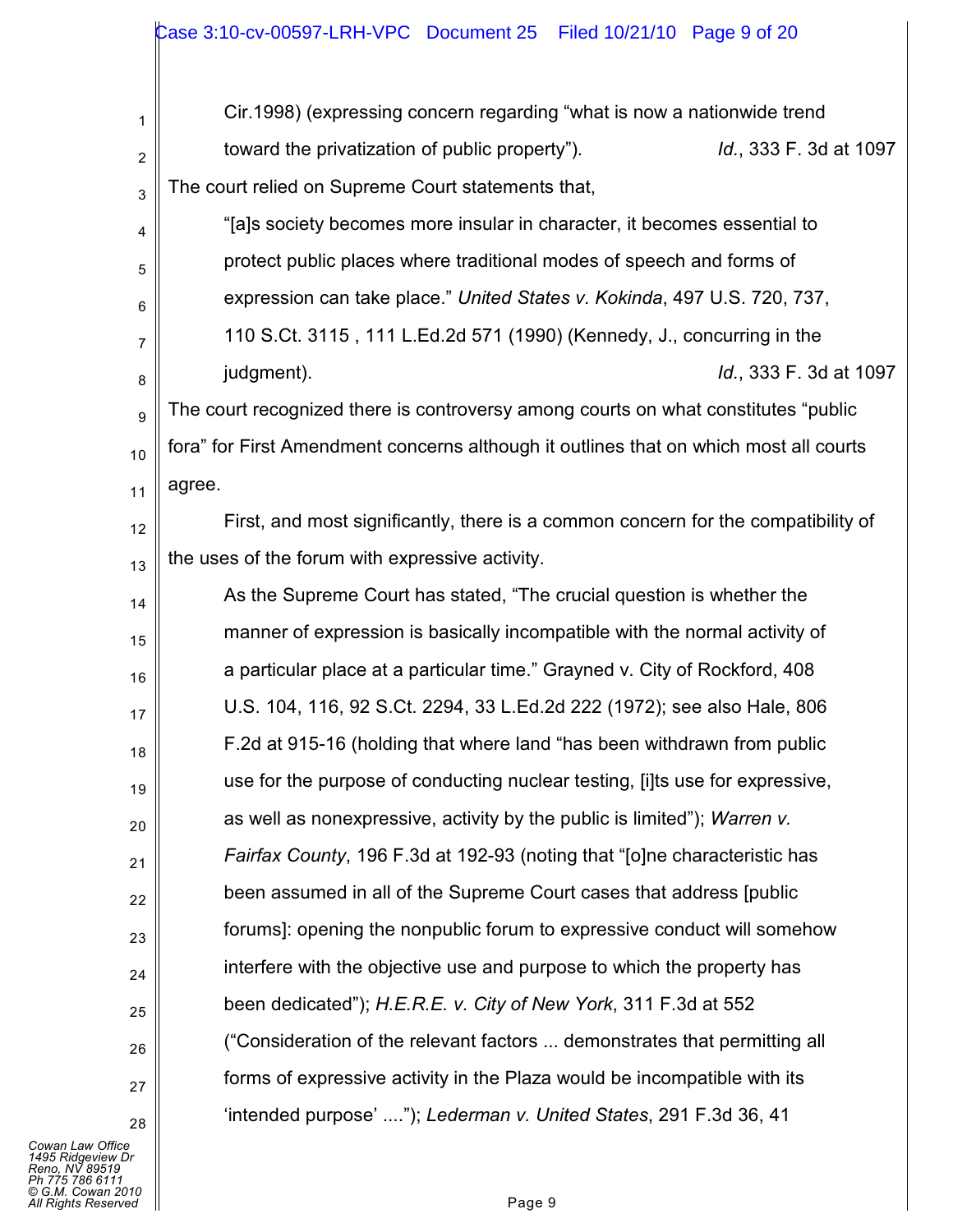> Cir.1998) (expressing concern regarding "what is now a nationwide trend toward the privatization of public property"). *Id.*, 333 F. 3d at 1097

The court relied on Supreme Court statements that,

> "[a]s society becomes more insular in character, it becomes essential to protect public places where traditional modes of speech and forms of expression can take place." *United States v. Kokinda*, 497 U.S. 720, 737, 110 S.Ct. 3115 , 111 L.Ed.2d 571 (1990) (Kennedy, J., concurring in the judgment). *Id.*, 333 F. 3d at 1097

The court recognized there is controversy among courts on what constitutes "public fora" for First Amendment concerns although it outlines that on which most all courts agree.

First, and most significantly, there is a common concern for the compatibility of the uses of the forum with expressive activity.

> As the Supreme Court has stated, "The crucial question is whether the manner of expression is basically incompatible with the normal activity of a particular place at a particular time." Grayned v. City of Rockford, 408 U.S. 104, 116, 92 S.Ct. 2294, 33 L.Ed.2d 222 (1972); see also Hale, 806 F.2d at 915-16 (holding that where land "has been withdrawn from public use for the purpose of conducting nuclear testing, [i]ts use for expressive, as well as nonexpressive, activity by the public is limited"); *Warren v. Fairfax County*, 196 F.3d at 192-93 (noting that "[o]ne characteristic has been assumed in all of the Supreme Court cases that address [public forums]: opening the nonpublic forum to expressive conduct will somehow interfere with the objective use and purpose to which the property has been dedicated"); *H.E.R.E. v. City of New York*, 311 F.3d at 552 ("Consideration of the relevant factors ... demonstrates that permitting all forms of expressive activity in the Plaza would be incompatible with its 'intended purpose' ...."); *Lederman v. United States*, 291 F.3d 36, 41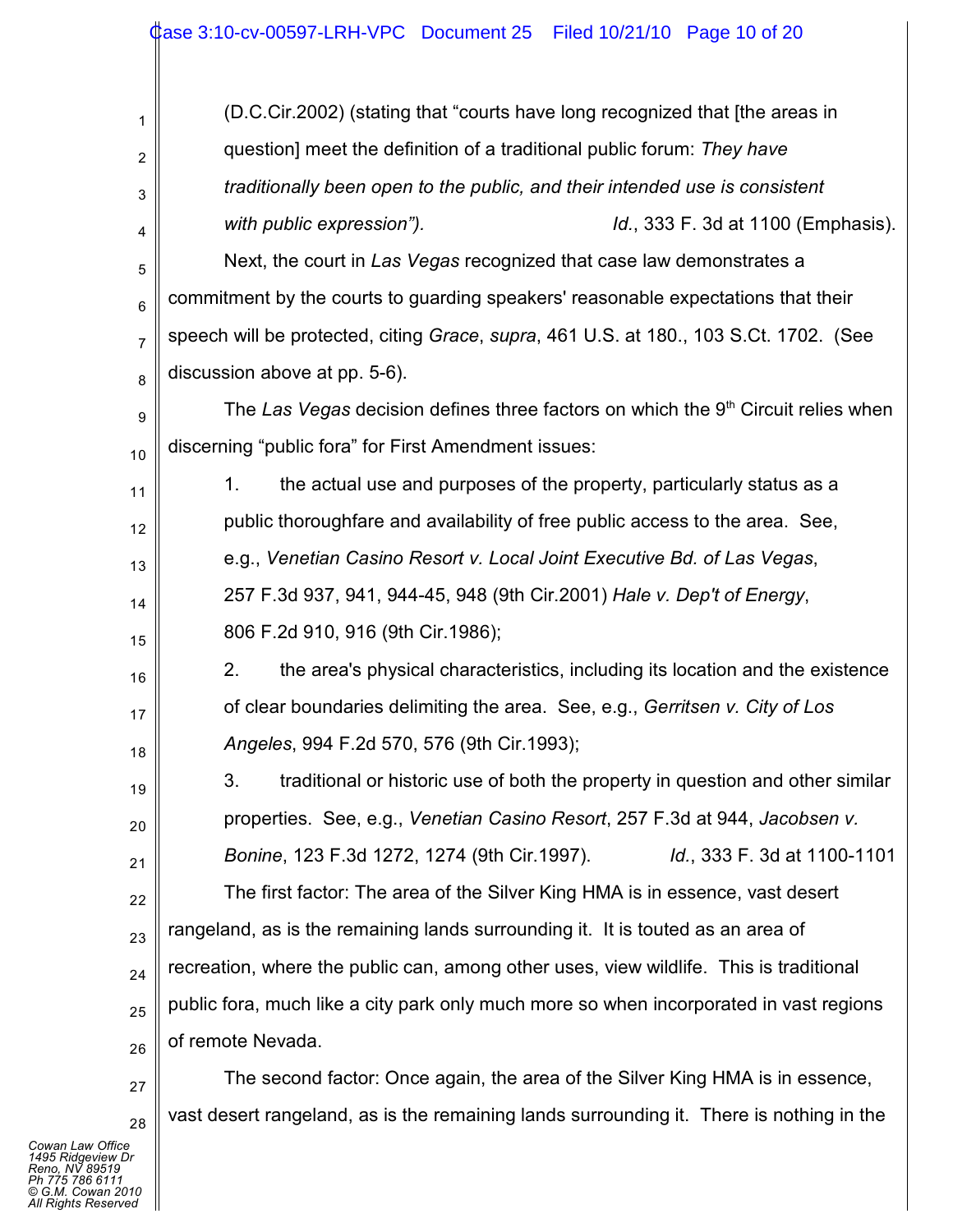(D.C.Cir.2002) (stating that "courts have long recognized that [the areas in question] meet the definition of a traditional public forum: *They have traditionally been open to the public, and their intended use is consistent with public expression").* *Id.*, 333 F. 3d at 1100 (Emphasis).

Next, the court in *Las Vegas* recognized that case law demonstrates a commitment by the courts to guarding speakers' reasonable expectations that their speech will be protected, citing *Grace*, *supra*, 461 U.S. at 180., 103 S.Ct. 1702. (See discussion above at pp. 5-6).

The *Las Vegas* decision defines three factors on which the 9th Circuit relies when discerning "public fora" for First Amendment issues:

1. the actual use and purposes of the property, particularly status as a public thoroughfare and availability of free public access to the area. See, e.g., *Venetian Casino Resort v. Local Joint Executive Bd. of Las Vegas*, 257 F.3d 937, 941, 944-45, 948 (9th Cir.2001) *Hale v. Dep't of Energy*, 806 F.2d 910, 916 (9th Cir.1986);
2. the area's physical characteristics, including its location and the existence of clear boundaries delimiting the area. See, e.g., *Gerritsen v. City of Los Angeles*, 994 F.2d 570, 576 (9th Cir.1993);
3. traditional or historic use of both the property in question and other similar properties. See, e.g., *Venetian Casino Resort*, 257 F.3d at 944, *Jacobsen v. Bonine*, 123 F.3d 1272, 1274 (9th Cir.1997). *Id.*, 333 F. 3d at 1100-1101

The first factor: The area of the Silver King HMA is in essence, vast desert rangeland, as is the remaining lands surrounding it. It is touted as an area of recreation, where the public can, among other uses, view wildlife. This is traditional public fora, much like a city park only much more so when incorporated in vast regions of remote Nevada.

The second factor: Once again, the area of the Silver King HMA is in essence, vast desert rangeland, as is the remaining lands surrounding it. There is nothing in the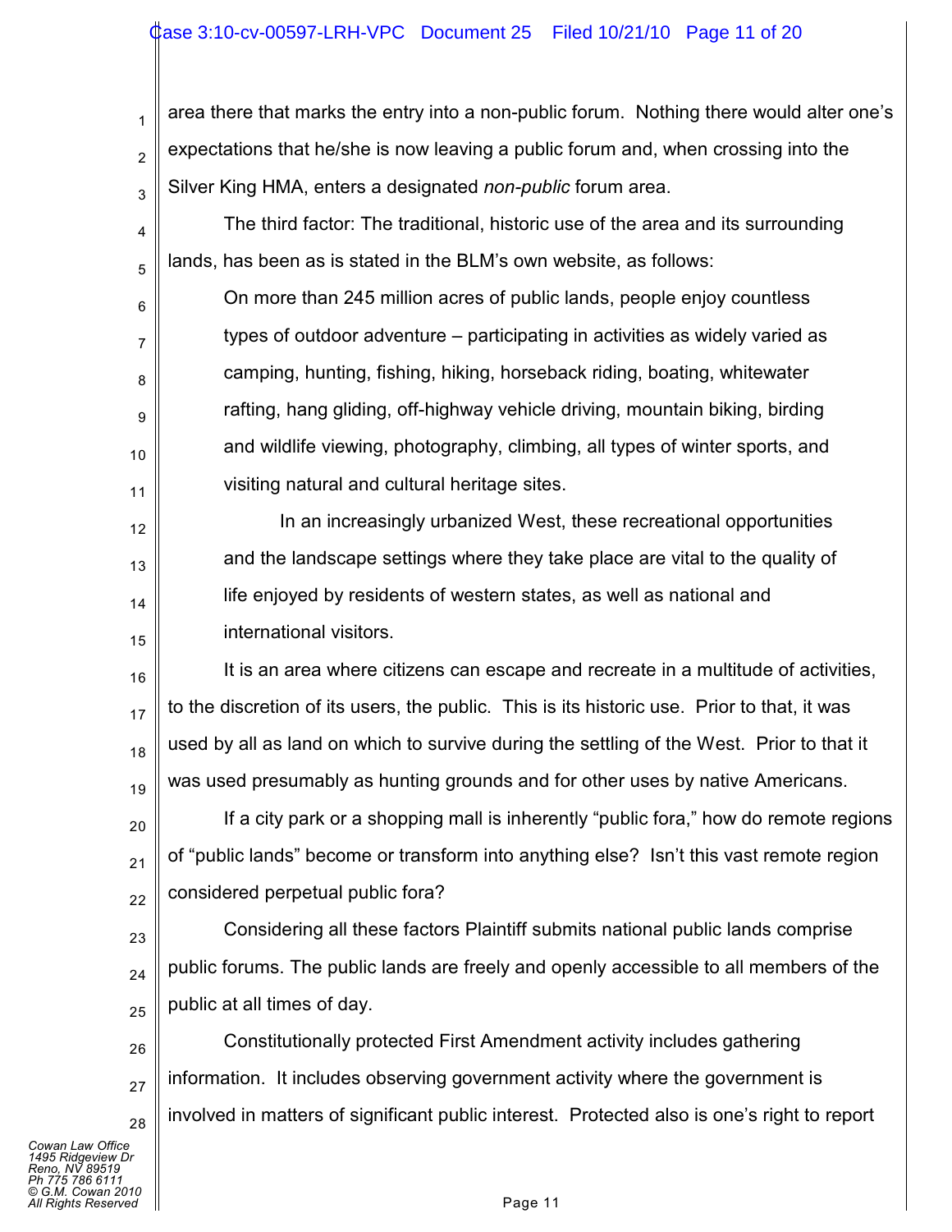area there that marks the entry into a non-public forum. Nothing there would alter one's expectations that he/she is now leaving a public forum and, when crossing into the Silver King HMA, enters a designated *non-public* forum area.

The third factor: The traditional, historic use of the area and its surrounding lands, has been as is stated in the BLM's own website, as follows:

> On more than 245 million acres of public lands, people enjoy countless types of outdoor adventure – participating in activities as widely varied as camping, hunting, fishing, hiking, horseback riding, boating, whitewater rafting, hang gliding, off-highway vehicle driving, mountain biking, birding and wildlife viewing, photography, climbing, all types of winter sports, and visiting natural and cultural heritage sites.
>
> In an increasingly urbanized West, these recreational opportunities and the landscape settings where they take place are vital to the quality of life enjoyed by residents of western states, as well as national and international visitors.

It is an area where citizens can escape and recreate in a multitude of activities, to the discretion of its users, the public. This is its historic use. Prior to that, it was used by all as land on which to survive during the settling of the West. Prior to that it was used presumably as hunting grounds and for other uses by native Americans.

If a city park or a shopping mall is inherently "public fora," how do remote regions of "public lands" become or transform into anything else? Isn't this vast remote region considered perpetual public fora?

Considering all these factors Plaintiff submits national public lands comprise public forums. The public lands are freely and openly accessible to all members of the public at all times of day.

Constitutionally protected First Amendment activity includes gathering information. It includes observing government activity where the government is involved in matters of significant public interest. Protected also is one's right to report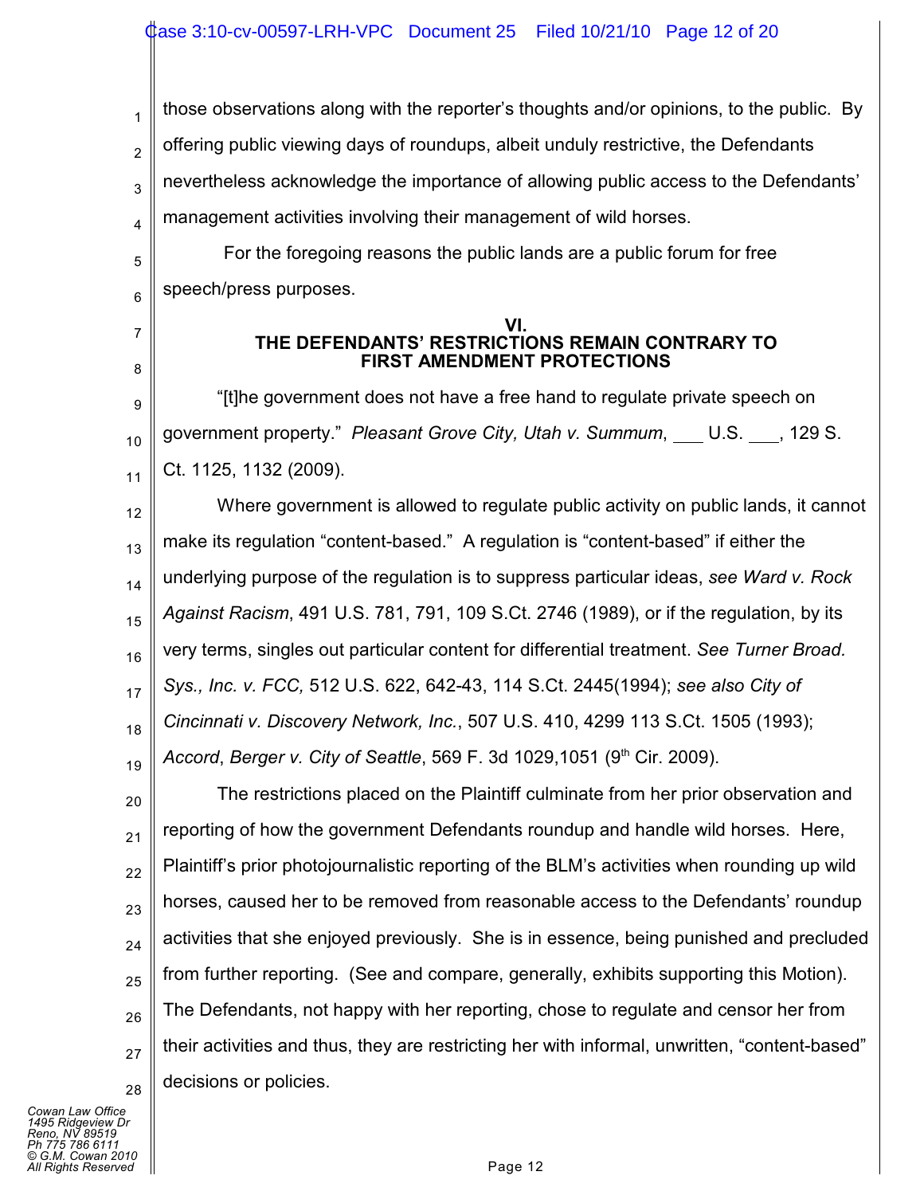those observations along with the reporter's thoughts and/or opinions, to the public. By offering public viewing days of roundups, albeit unduly restrictive, the Defendants nevertheless acknowledge the importance of allowing public access to the Defendants' management activities involving their management of wild horses.

For the foregoing reasons the public lands are a public forum for free speech/press purposes.

## VI.
## THE DEFENDANTS' RESTRICTIONS REMAIN CONTRARY TO FIRST AMENDMENT PROTECTIONS

"[t]he government does not have a free hand to regulate private speech on government property." *Pleasant Grove City, Utah v. Summum*, ___ U.S. ___, 129 S. Ct. 1125, 1132 (2009).

Where government is allowed to regulate public activity on public lands, it cannot make its regulation "content-based." A regulation is "content-based" if either the underlying purpose of the regulation is to suppress particular ideas, *see Ward v. Rock Against Racism*, 491 U.S. 781, 791, 109 S.Ct. 2746 (1989), or if the regulation, by its very terms, singles out particular content for differential treatment. *See Turner Broad. Sys., Inc. v. FCC,* 512 U.S. 622, 642-43, 114 S.Ct. 2445(1994); *see also City of Cincinnati v. Discovery Network, Inc.*, 507 U.S. 410, 4299 113 S.Ct. 1505 (1993); *Accord*, *Berger v. City of Seattle*, 569 F. 3d 1029,1051 (9th Cir. 2009).

The restrictions placed on the Plaintiff culminate from her prior observation and reporting of how the government Defendants roundup and handle wild horses. Here, Plaintiff's prior photojournalistic reporting of the BLM's activities when rounding up wild horses, caused her to be removed from reasonable access to the Defendants' roundup activities that she enjoyed previously. She is in essence, being punished and precluded from further reporting. (See and compare, generally, exhibits supporting this Motion). The Defendants, not happy with her reporting, chose to regulate and censor her from their activities and thus, they are restricting her with informal, unwritten, "content-based" decisions or policies.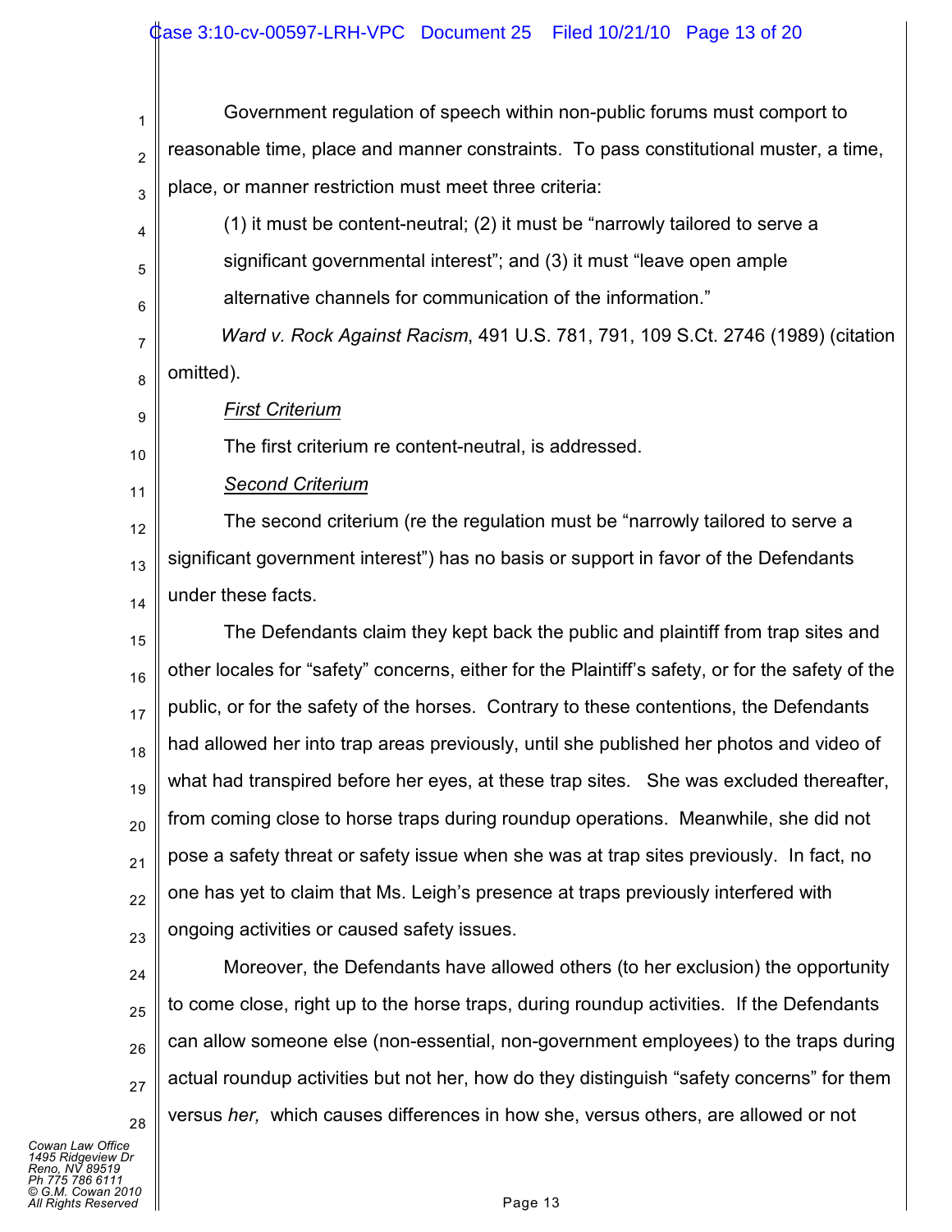Government regulation of speech within non-public forums must comport to reasonable time, place and manner constraints. To pass constitutional muster, a time, place, or manner restriction must meet three criteria:

> (1) it must be content-neutral; (2) it must be "narrowly tailored to serve a significant governmental interest"; and (3) it must "leave open ample alternative channels for communication of the information."

*Ward v. Rock Against Racism*, 491 U.S. 781, 791, 109 S.Ct. 2746 (1989) (citation omitted).

*First Criterium*

The first criterium re content-neutral, is addressed.

*Second Criterium*

The second criterium (re the regulation must be "narrowly tailored to serve a significant government interest") has no basis or support in favor of the Defendants under these facts.

The Defendants claim they kept back the public and plaintiff from trap sites and other locales for "safety" concerns, either for the Plaintiff's safety, or for the safety of the public, or for the safety of the horses. Contrary to these contentions, the Defendants had allowed her into trap areas previously, until she published her photos and video of what had transpired before her eyes, at these trap sites. She was excluded thereafter, from coming close to horse traps during roundup operations. Meanwhile, she did not pose a safety threat or safety issue when she was at trap sites previously. In fact, no one has yet to claim that Ms. Leigh's presence at traps previously interfered with ongoing activities or caused safety issues.

Moreover, the Defendants have allowed others (to her exclusion) the opportunity to come close, right up to the horse traps, during roundup activities. If the Defendants can allow someone else (non-essential, non-government employees) to the traps during actual roundup activities but not her, how do they distinguish "safety concerns" for them versus *her,* which causes differences in how she, versus others, are allowed or not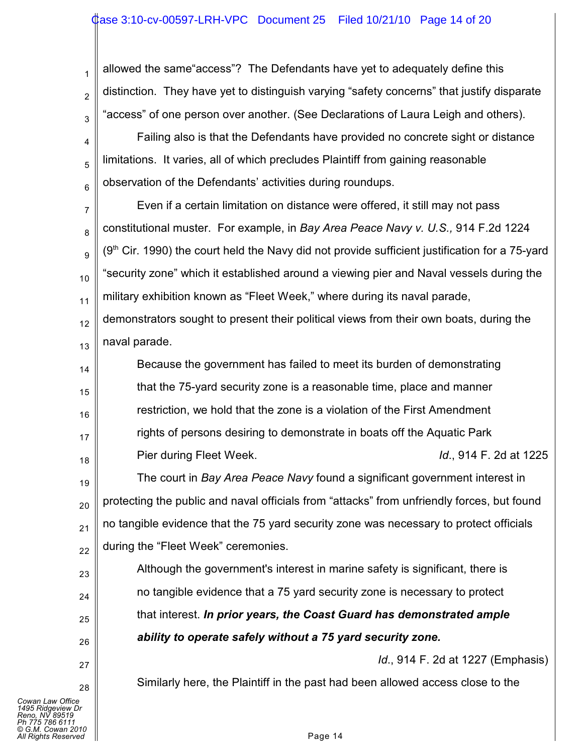allowed the same“access”? The Defendants have yet to adequately define this distinction. They have yet to distinguish varying “safety concerns” that justify disparate “access” of one person over another. (See Declarations of Laura Leigh and others).

Failing also is that the Defendants have provided no concrete sight or distance limitations. It varies, all of which precludes Plaintiff from gaining reasonable observation of the Defendants’ activities during roundups.

Even if a certain limitation on distance were offered, it still may not pass constitutional muster. For example, in *Bay Area Peace Navy v. U.S.,* 914 F.2d 1224 (9th Cir. 1990) the court held the Navy did not provide sufficient justification for a 75-yard “security zone” which it established around a viewing pier and Naval vessels during the military exhibition known as “Fleet Week,” where during its naval parade, demonstrators sought to present their political views from their own boats, during the naval parade.

> Because the government has failed to meet its burden of demonstrating that the 75-yard security zone is a reasonable time, place and manner restriction, we hold that the zone is a violation of the First Amendment rights of persons desiring to demonstrate in boats off the Aquatic Park Pier during Fleet Week. *Id*., 914 F. 2d at 1225

The court in *Bay Area Peace Navy* found a significant government interest in protecting the public and naval officials from “attacks” from unfriendly forces, but found no tangible evidence that the 75 yard security zone was necessary to protect officials during the “Fleet Week” ceremonies.

> Although the government's interest in marine safety is significant, there is no tangible evidence that a 75 yard security zone is necessary to protect that interest. ***In prior years, the Coast Guard has demonstrated ample ability to operate safely without a 75 yard security zone.***
>
> *Id*., 914 F. 2d at 1227 (Emphasis)

Similarly here, the Plaintiff in the past had been allowed access close to the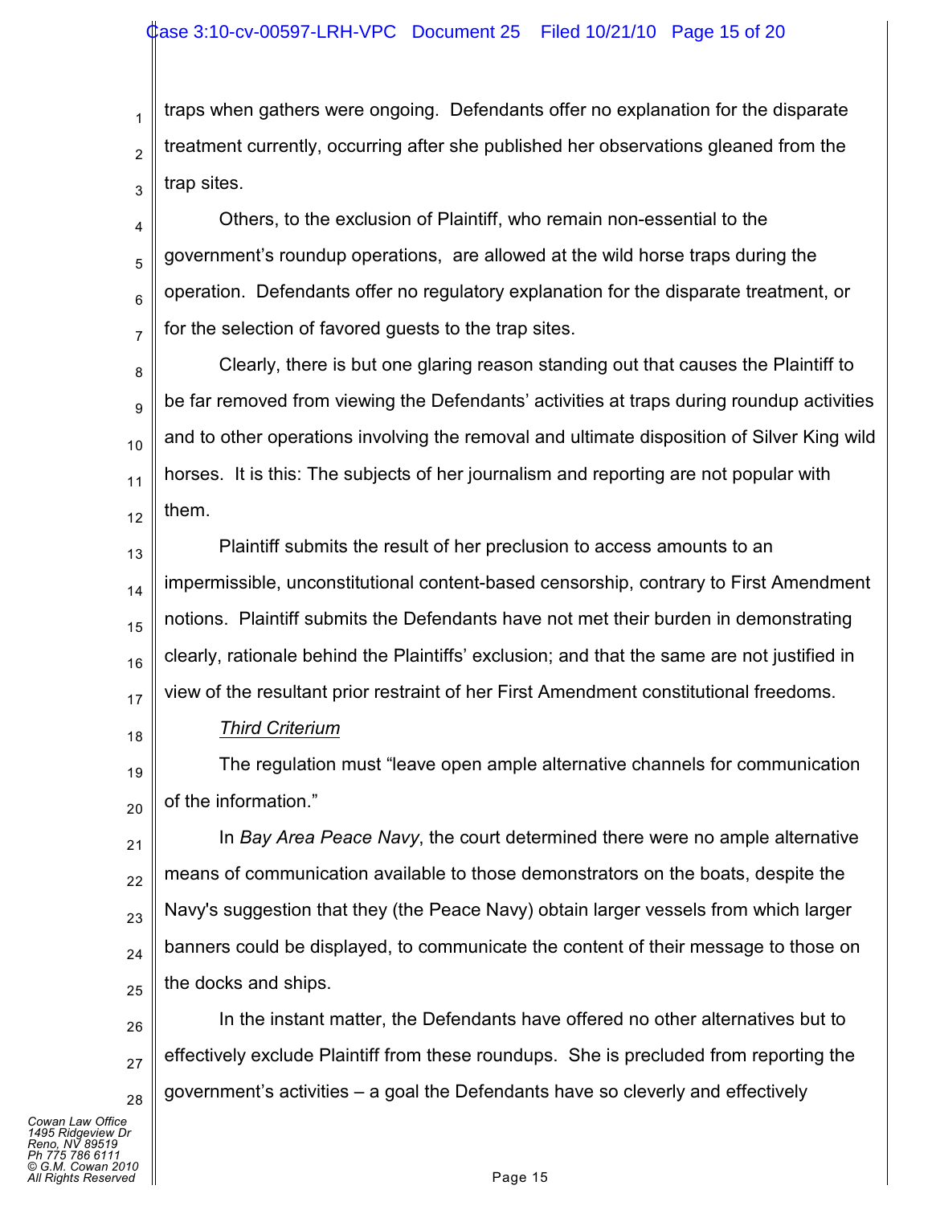traps when gathers were ongoing. Defendants offer no explanation for the disparate treatment currently, occurring after she published her observations gleaned from the trap sites.

Others, to the exclusion of Plaintiff, who remain non-essential to the government's roundup operations, are allowed at the wild horse traps during the operation. Defendants offer no regulatory explanation for the disparate treatment, or for the selection of favored guests to the trap sites.

Clearly, there is but one glaring reason standing out that causes the Plaintiff to be far removed from viewing the Defendants' activities at traps during roundup activities and to other operations involving the removal and ultimate disposition of Silver King wild horses. It is this: The subjects of her journalism and reporting are not popular with them.

Plaintiff submits the result of her preclusion to access amounts to an impermissible, unconstitutional content-based censorship, contrary to First Amendment notions. Plaintiff submits the Defendants have not met their burden in demonstrating clearly, rationale behind the Plaintiffs' exclusion; and that the same are not justified in view of the resultant prior restraint of her First Amendment constitutional freedoms.

<u>*Third Criterium*</u>

The regulation must "leave open ample alternative channels for communication of the information."

In *Bay Area Peace Navy*, the court determined there were no ample alternative means of communication available to those demonstrators on the boats, despite the Navy's suggestion that they (the Peace Navy) obtain larger vessels from which larger banners could be displayed, to communicate the content of their message to those on the docks and ships.

In the instant matter, the Defendants have offered no other alternatives but to effectively exclude Plaintiff from these roundups. She is precluded from reporting the government's activities – a goal the Defendants have so cleverly and effectively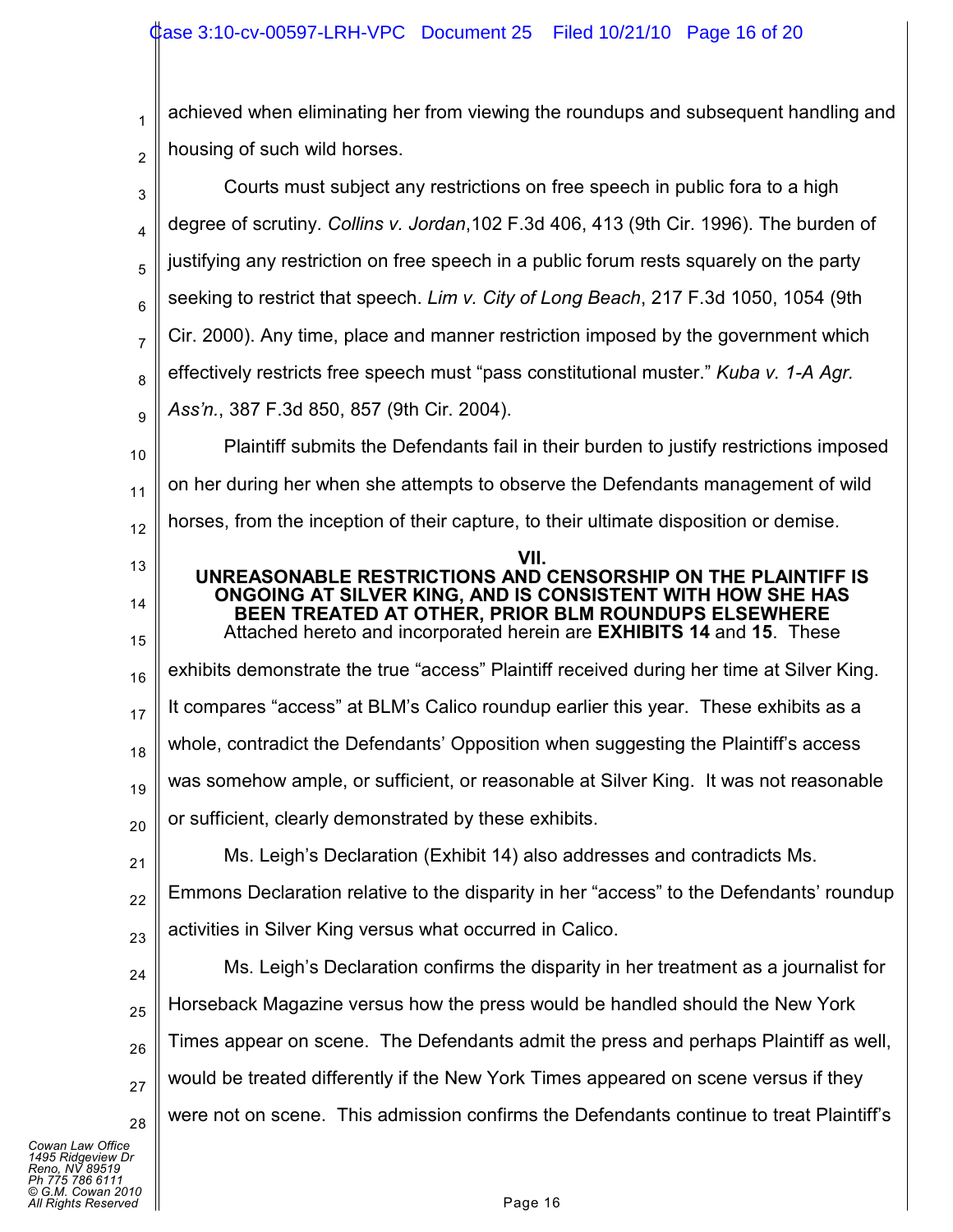achieved when eliminating her from viewing the roundups and subsequent handling and housing of such wild horses.

Courts must subject any restrictions on free speech in public fora to a high degree of scrutiny. *Collins v. Jordan*,102 F.3d 406, 413 (9th Cir. 1996). The burden of justifying any restriction on free speech in a public forum rests squarely on the party seeking to restrict that speech. *Lim v. City of Long Beach*, 217 F.3d 1050, 1054 (9th Cir. 2000). Any time, place and manner restriction imposed by the government which effectively restricts free speech must "pass constitutional muster." *Kuba v. 1-A Agr. Ass'n.*, 387 F.3d 850, 857 (9th Cir. 2004).

Plaintiff submits the Defendants fail in their burden to justify restrictions imposed on her during her when she attempts to observe the Defendants management of wild horses, from the inception of their capture, to their ultimate disposition or demise.

## VII.
## UNREASONABLE RESTRICTIONS AND CENSORSHIP ON THE PLAINTIFF IS ONGOING AT SILVER KING, AND IS CONSISTENT WITH HOW SHE HAS BEEN TREATED AT OTHER, PRIOR BLM ROUNDUPS ELSEWHERE

Attached hereto and incorporated herein are **EXHIBITS 14** and **15**. These exhibits demonstrate the true "access" Plaintiff received during her time at Silver King. It compares "access" at BLM's Calico roundup earlier this year. These exhibits as a whole, contradict the Defendants' Opposition when suggesting the Plaintiff's access was somehow ample, or sufficient, or reasonable at Silver King. It was not reasonable or sufficient, clearly demonstrated by these exhibits.

Ms. Leigh's Declaration (Exhibit 14) also addresses and contradicts Ms. Emmons Declaration relative to the disparity in her "access" to the Defendants' roundup activities in Silver King versus what occurred in Calico.

Ms. Leigh's Declaration confirms the disparity in her treatment as a journalist for Horseback Magazine versus how the press would be handled should the New York Times appear on scene. The Defendants admit the press and perhaps Plaintiff as well, would be treated differently if the New York Times appeared on scene versus if they were not on scene. This admission confirms the Defendants continue to treat Plaintiff's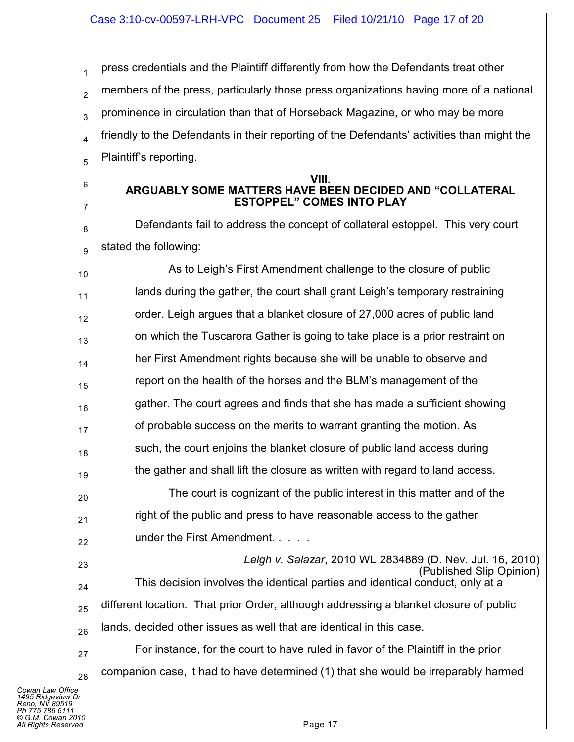press credentials and the Plaintiff differently from how the Defendants treat other members of the press, particularly those press organizations having more of a national prominence in circulation than that of Horseback Magazine, or who may be more friendly to the Defendants in their reporting of the Defendants' activities than might the Plaintiff's reporting.

## VIII.
## ARGUABLY SOME MATTERS HAVE BEEN DECIDED AND "COLLATERAL ESTOPPEL" COMES INTO PLAY

Defendants fail to address the concept of collateral estoppel. This very court stated the following:

> As to Leigh's First Amendment challenge to the closure of public lands during the gather, the court shall grant Leigh's temporary restraining order. Leigh argues that a blanket closure of 27,000 acres of public land on which the Tuscarora Gather is going to take place is a prior restraint on her First Amendment rights because she will be unable to observe and report on the health of the horses and the BLM's management of the gather. The court agrees and finds that she has made a sufficient showing of probable success on the merits to warrant granting the motion. As such, the court enjoins the blanket closure of public land access during the gather and shall lift the closure as written with regard to land access.
>
> The court is cognizant of the public interest in this matter and of the right of the public and press to have reasonable access to the gather under the First Amendment. . . . .
>
> *Leigh v. Salazar*, 2010 WL 2834889 (D. Nev. Jul. 16, 2010) (Published Slip Opinion)

This decision involves the identical parties and identical conduct, only at a different location. That prior Order, although addressing a blanket closure of public lands, decided other issues as well that are identical in this case.

For instance, for the court to have ruled in favor of the Plaintiff in the prior companion case, it had to have determined (1) that she would be irreparably harmed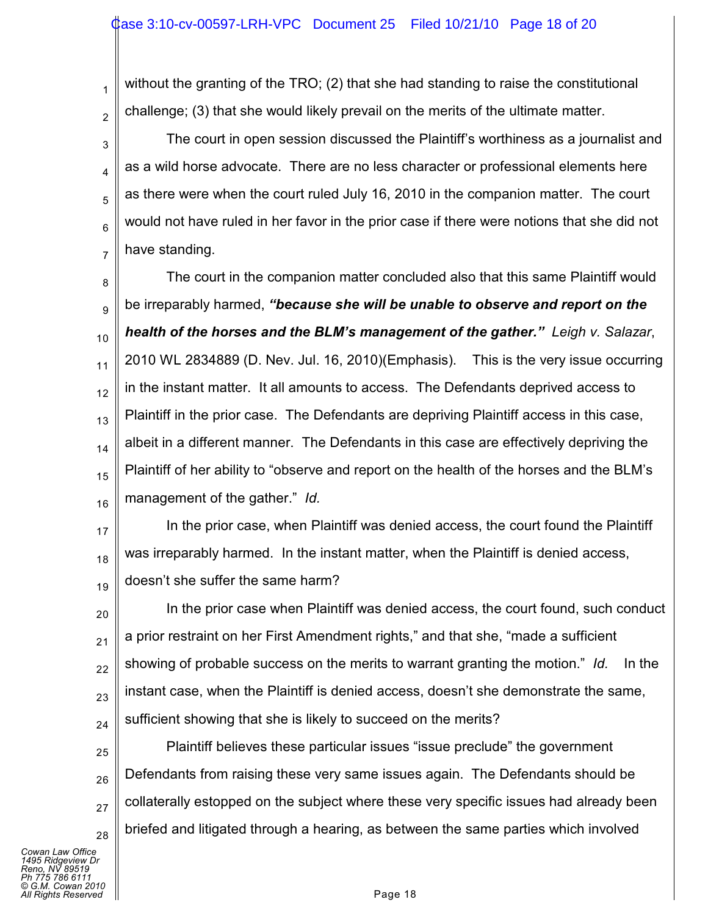without the granting of the TRO; (2) that she had standing to raise the constitutional challenge; (3) that she would likely prevail on the merits of the ultimate matter.

The court in open session discussed the Plaintiff's worthiness as a journalist and as a wild horse advocate. There are no less character or professional elements here as there were when the court ruled July 16, 2010 in the companion matter. The court would not have ruled in her favor in the prior case if there were notions that she did not have standing.

The court in the companion matter concluded also that this same Plaintiff would be irreparably harmed, ***"because she will be unable to observe and report on the health of the horses and the BLM's management of the gather."*** *Leigh v. Salazar*, 2010 WL 2834889 (D. Nev. Jul. 16, 2010)(Emphasis). This is the very issue occurring in the instant matter. It all amounts to access. The Defendants deprived access to Plaintiff in the prior case. The Defendants are depriving Plaintiff access in this case, albeit in a different manner. The Defendants in this case are effectively depriving the Plaintiff of her ability to "observe and report on the health of the horses and the BLM's management of the gather." *Id.*

In the prior case, when Plaintiff was denied access, the court found the Plaintiff was irreparably harmed. In the instant matter, when the Plaintiff is denied access, doesn't she suffer the same harm?

In the prior case when Plaintiff was denied access, the court found, such conduct a prior restraint on her First Amendment rights," and that she, "made a sufficient showing of probable success on the merits to warrant granting the motion." *Id.* In the instant case, when the Plaintiff is denied access, doesn't she demonstrate the same, sufficient showing that she is likely to succeed on the merits?

Plaintiff believes these particular issues "issue preclude" the government Defendants from raising these very same issues again. The Defendants should be collaterally estopped on the subject where these very specific issues had already been briefed and litigated through a hearing, as between the same parties which involved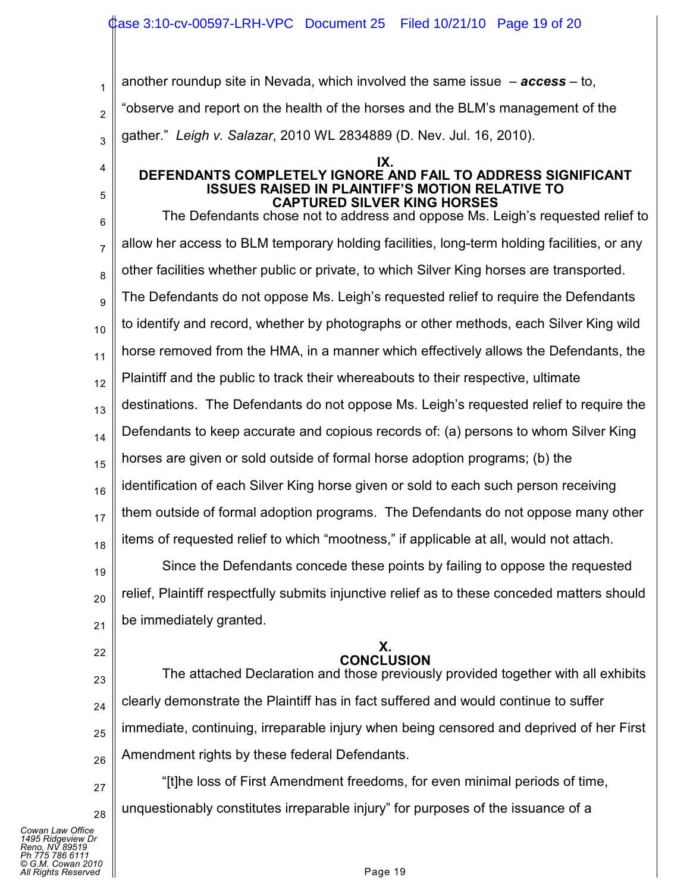another roundup site in Nevada, which involved the same issue – ***access*** – to, "observe and report on the health of the horses and the BLM's management of the gather." *Leigh v. Salazar*, 2010 WL 2834889 (D. Nev. Jul. 16, 2010).

## IX.
## DEFENDANTS COMPLETELY IGNORE AND FAIL TO ADDRESS SIGNIFICANT ISSUES RAISED IN PLAINTIFF'S MOTION RELATIVE TO CAPTURED SILVER KING HORSES

The Defendants chose not to address and oppose Ms. Leigh's requested relief to allow her access to BLM temporary holding facilities, long-term holding facilities, or any other facilities whether public or private, to which Silver King horses are transported. The Defendants do not oppose Ms. Leigh's requested relief to require the Defendants to identify and record, whether by photographs or other methods, each Silver King wild horse removed from the HMA, in a manner which effectively allows the Defendants, the Plaintiff and the public to track their whereabouts to their respective, ultimate destinations. The Defendants do not oppose Ms. Leigh's requested relief to require the Defendants to keep accurate and copious records of: (a) persons to whom Silver King horses are given or sold outside of formal horse adoption programs; (b) the identification of each Silver King horse given or sold to each such person receiving them outside of formal adoption programs. The Defendants do not oppose many other items of requested relief to which "mootness," if applicable at all, would not attach.

Since the Defendants concede these points by failing to oppose the requested relief, Plaintiff respectfully submits injunctive relief as to these conceded matters should be immediately granted.

## X.
## CONCLUSION

The attached Declaration and those previously provided together with all exhibits clearly demonstrate the Plaintiff has in fact suffered and would continue to suffer immediate, continuing, irreparable injury when being censored and deprived of her First Amendment rights by these federal Defendants.

"[t]he loss of First Amendment freedoms, for even minimal periods of time, unquestionably constitutes irreparable injury" for purposes of the issuance of a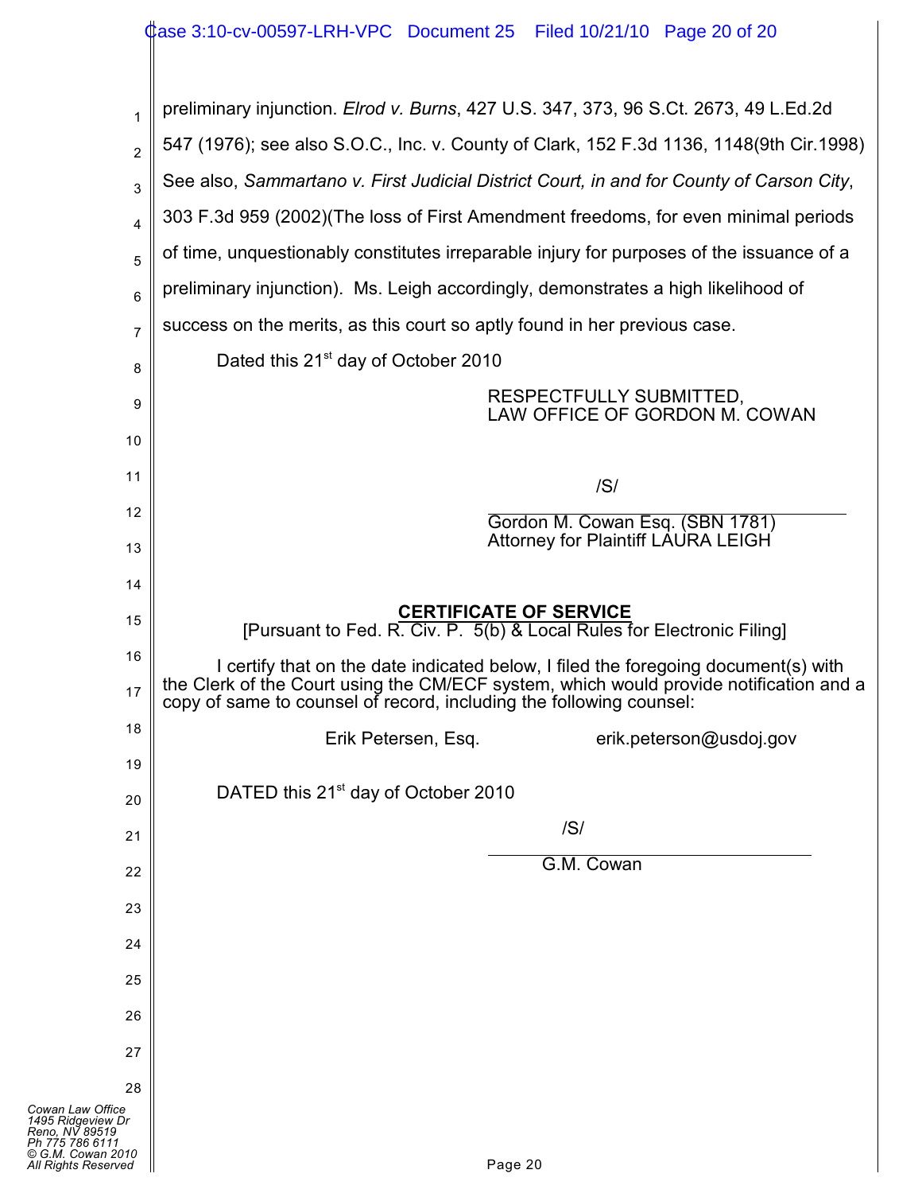preliminary injunction. *Elrod v. Burns*, 427 U.S. 347, 373, 96 S.Ct. 2673, 49 L.Ed.2d 547 (1976); see also S.O.C., Inc. v. County of Clark, 152 F.3d 1136, 1148(9th Cir.1998) See also, *Sammartano v. First Judicial District Court, in and for County of Carson City*, 303 F.3d 959 (2002)(The loss of First Amendment freedoms, for even minimal periods of time, unquestionably constitutes irreparable injury for purposes of the issuance of a preliminary injunction). Ms. Leigh accordingly, demonstrates a high likelihood of success on the merits, as this court so aptly found in her previous case.

Dated this 21st day of October 2010

RESPECTFULLY SUBMITTED,
LAW OFFICE OF GORDON M. COWAN

/S/

Gordon M. Cowan Esq. (SBN 1781)
Attorney for Plaintiff LAURA LEIGH

**CERTIFICATE OF SERVICE**

[Pursuant to Fed. R. Civ. P. 5(b) & Local Rules for Electronic Filing]

I certify that on the date indicated below, I filed the foregoing document(s) with the Clerk of the Court using the CM/ECF system, which would provide notification and a copy of same to counsel of record, including the following counsel:

Erik Petersen, Esq. erik.peterson@usdoj.gov

DATED this 21st day of October 2010

/S/

G.M. Cowan

Cowan Law Office
1495 Ridgeview Dr
Reno, NV 89519
Ph 775 786 6111
© G.M. Cowan 2010
All Rights Reserved